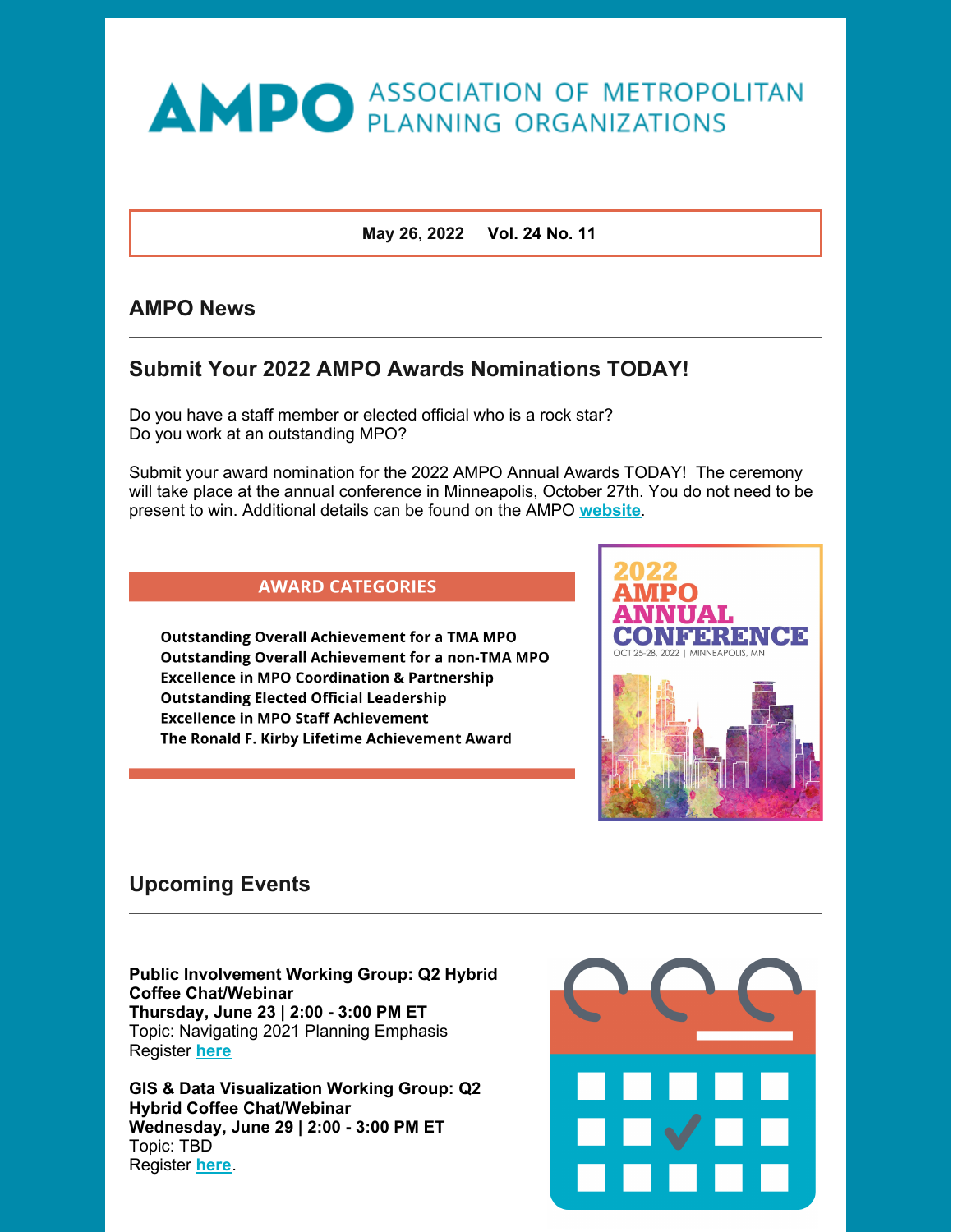# AMPO ASSOCIATION OF METROPOLITAN PLANNING ORGANIZATIONS

**May 26, 2022 Vol. 24 No. 11**

## AMPO News

### Submit Your 2022 AMPO Awards Nominations TODAY!

Do you have a staff member or elected official who is a rock star?
Do you work at an outstanding MPO?

Submit your award nomination for the 2022 AMPO Annual Awards TODAY! The ceremony will take place at the annual conference in Minneapolis, October 27th. You do not need to be present to win. Additional details can be found on the AMPO **website**.

**AWARD CATEGORIES**

- **Outstanding Overall Achievement for a TMA MPO**
- **Outstanding Overall Achievement for a non-TMA MPO**
- **Excellence in MPO Coordination & Partnership**
- **Outstanding Elected Official Leadership**
- **Excellence in MPO Staff Achievement**
- **The Ronald F. Kirby Lifetime Achievement Award**

2022 AMPO ANNUAL CONFERENCE
OCT 25-28, 2022 | MINNEAPOLIS, MN

## Upcoming Events

**Public Involvement Working Group: Q2 Hybrid Coffee Chat/Webinar**
**Thursday, June 23 | 2:00 - 3:00 PM ET**
Topic: Navigating 2021 Planning Emphasis
Register **here**

**GIS & Data Visualization Working Group: Q2 Hybrid Coffee Chat/Webinar**
**Wednesday, June 29 | 2:00 - 3:00 PM ET**
Topic: TBD
Register **here**.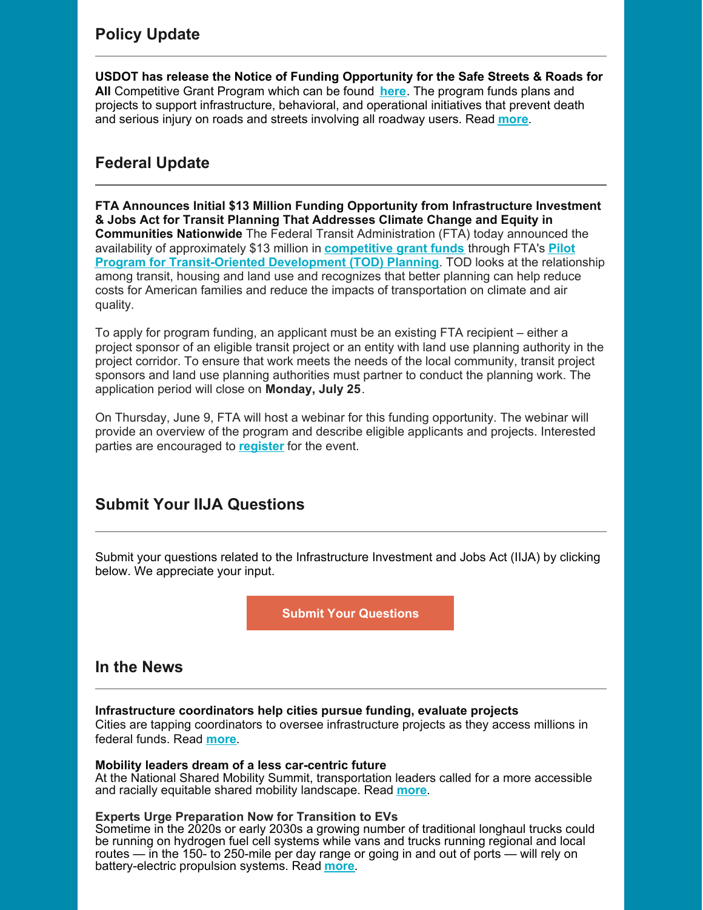## Policy Update

**USDOT has release the Notice of Funding Opportunity for the Safe Streets & Roads for All** Competitive Grant Program which can be found **here**. The program funds plans and projects to support infrastructure, behavioral, and operational initiatives that prevent death and serious injury on roads and streets involving all roadway users. Read **more**.

## Federal Update

**FTA Announces Initial $13 Million Funding Opportunity from Infrastructure Investment & Jobs Act for Transit Planning That Addresses Climate Change and Equity in Communities Nationwide** The Federal Transit Administration (FTA) today announced the availability of approximately $13 million in **competitive grant funds** through FTA's **Pilot Program for Transit-Oriented Development (TOD) Planning**. TOD looks at the relationship among transit, housing and land use and recognizes that better planning can help reduce costs for American families and reduce the impacts of transportation on climate and air quality.

To apply for program funding, an applicant must be an existing FTA recipient – either a project sponsor of an eligible transit project or an entity with land use planning authority in the project corridor. To ensure that work meets the needs of the local community, transit project sponsors and land use planning authorities must partner to conduct the planning work. The application period will close on **Monday, July 25**.

On Thursday, June 9, FTA will host a webinar for this funding opportunity. The webinar will provide an overview of the program and describe eligible applicants and projects. Interested parties are encouraged to **register** for the event.

## Submit Your IIJA Questions

Submit your questions related to the Infrastructure Investment and Jobs Act (IIJA) by clicking below. We appreciate your input.

**Submit Your Questions**

## In the News

**Infrastructure coordinators help cities pursue funding, evaluate projects**
Cities are tapping coordinators to oversee infrastructure projects as they access millions in federal funds. Read **more**.

**Mobility leaders dream of a less car-centric future**
At the National Shared Mobility Summit, transportation leaders called for a more accessible and racially equitable shared mobility landscape. Read **more**.

**Experts Urge Preparation Now for Transition to EVs**
Sometime in the 2020s or early 2030s a growing number of traditional longhaul trucks could be running on hydrogen fuel cell systems while vans and trucks running regional and local routes — in the 150- to 250-mile per day range or going in and out of ports — will rely on battery-electric propulsion systems. Read **more**.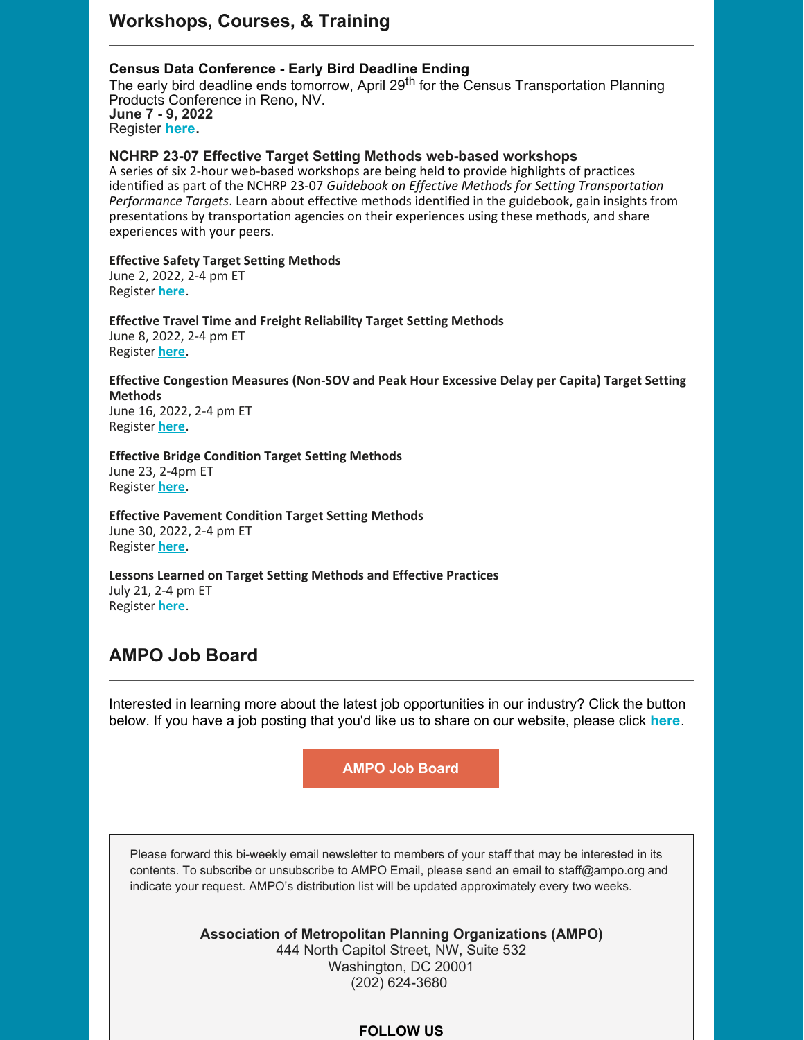## Workshops, Courses, & Training

**Census Data Conference - Early Bird Deadline Ending**
The early bird deadline ends tomorrow, April 29th for the Census Transportation Planning Products Conference in Reno, NV.
**June 7 - 9, 2022**
Register **here.**

**NCHRP 23-07 Effective Target Setting Methods web-based workshops**
A series of six 2-hour web-based workshops are being held to provide highlights of practices identified as part of the NCHRP 23-07 *Guidebook on Effective Methods for Setting Transportation Performance Targets*. Learn about effective methods identified in the guidebook, gain insights from presentations by transportation agencies on their experiences using these methods, and share experiences with your peers.

**Effective Safety Target Setting Methods**
June 2, 2022, 2-4 pm ET
Register **here**.

**Effective Travel Time and Freight Reliability Target Setting Methods**
June 8, 2022, 2-4 pm ET
Register **here**.

**Effective Congestion Measures (Non-SOV and Peak Hour Excessive Delay per Capita) Target Setting Methods**
June 16, 2022, 2-4 pm ET
Register **here**.

**Effective Bridge Condition Target Setting Methods**
June 23, 2-4pm ET
Register **here**.

**Effective Pavement Condition Target Setting Methods**
June 30, 2022, 2-4 pm ET
Register **here**.

**Lessons Learned on Target Setting Methods and Effective Practices**
July 21, 2-4 pm ET
Register **here**.

## AMPO Job Board

Interested in learning more about the latest job opportunities in our industry? Click the button below. If you have a job posting that you'd like us to share on our website, please click **here**.

**AMPO Job Board**

Please forward this bi-weekly email newsletter to members of your staff that may be interested in its contents. To subscribe or unsubscribe to AMPO Email, please send an email to staff@ampo.org and indicate your request. AMPO's distribution list will be updated approximately every two weeks.

**Association of Metropolitan Planning Organizations (AMPO)**
444 North Capitol Street, NW, Suite 532
Washington, DC 20001
(202) 624-3680

**FOLLOW US**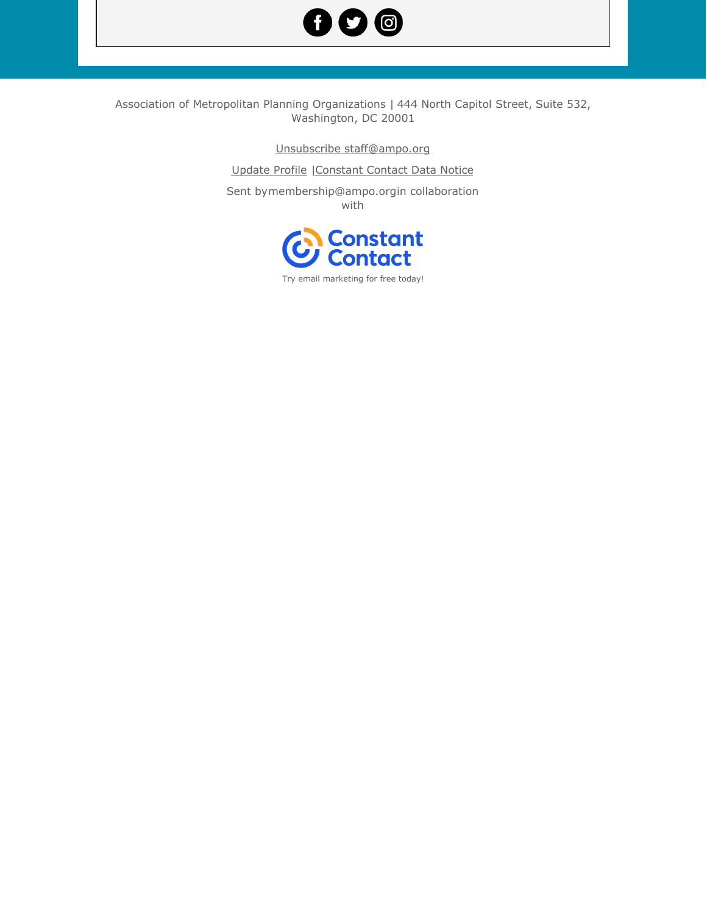Association of Metropolitan Planning Organizations | 444 North Capitol Street, Suite 532, Washington, DC 20001

Unsubscribe staff@ampo.org

Update Profile |Constant Contact Data Notice

Sent bymembership@ampo.orgin collaboration with

Constant Contact

Try email marketing for free today!